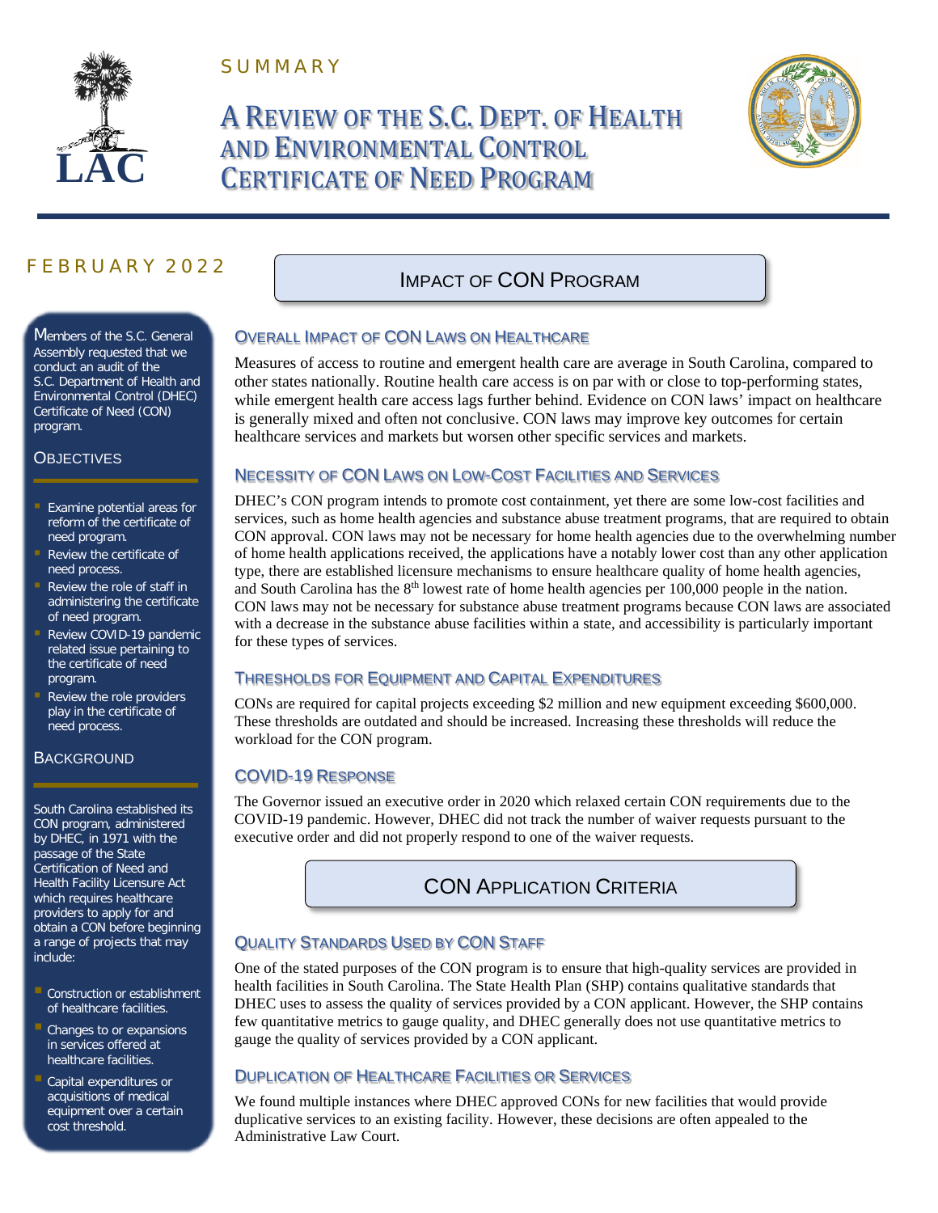SUMMARY

# A Review of the S.C. Dept. of Health and Environmental Control Certificate of Need Program

FEBRUARY 2022

Members of the S.C. General Assembly requested that we conduct an audit of the S.C. Department of Health and Environmental Control (DHEC) Certificate of Need (CON) program.

### Objectives

- Examine potential areas for reform of the certificate of need program.
- Review the certificate of need process.
- Review the role of staff in administering the certificate of need program.
- Review COVID-19 pandemic related issue pertaining to the certificate of need program.
- Review the role providers play in the certificate of need process.

### Background

South Carolina established its CON program, administered by DHEC, in 1971 with the passage of the State Certification of Need and Health Facility Licensure Act which requires healthcare providers to apply for and obtain a CON before beginning a range of projects that may include:

- Construction or establishment of healthcare facilities.
- Changes to or expansions in services offered at healthcare facilities.
- Capital expenditures or acquisitions of medical equipment over a certain cost threshold.

## Impact of CON Program

### Overall Impact of CON Laws on Healthcare

Measures of access to routine and emergent health care are average in South Carolina, compared to other states nationally. Routine health care access is on par with or close to top-performing states, while emergent health care access lags further behind. Evidence on CON laws' impact on healthcare is generally mixed and often not conclusive. CON laws may improve key outcomes for certain healthcare services and markets but worsen other specific services and markets.

### Necessity of CON Laws on Low-Cost Facilities and Services

DHEC's CON program intends to promote cost containment, yet there are some low-cost facilities and services, such as home health agencies and substance abuse treatment programs, that are required to obtain CON approval. CON laws may not be necessary for home health agencies due to the overwhelming number of home health applications received, the applications have a notably lower cost than any other application type, there are established licensure mechanisms to ensure healthcare quality of home health agencies, and South Carolina has the 8th lowest rate of home health agencies per 100,000 people in the nation. CON laws may not be necessary for substance abuse treatment programs because CON laws are associated with a decrease in the substance abuse facilities within a state, and accessibility is particularly important for these types of services.

### Thresholds for Equipment and Capital Expenditures

CONs are required for capital projects exceeding $2 million and new equipment exceeding $600,000. These thresholds are outdated and should be increased. Increasing these thresholds will reduce the workload for the CON program.

### COVID-19 Response

The Governor issued an executive order in 2020 which relaxed certain CON requirements due to the COVID-19 pandemic. However, DHEC did not track the number of waiver requests pursuant to the executive order and did not properly respond to one of the waiver requests.

## CON Application Criteria

### Quality Standards Used by CON Staff

One of the stated purposes of the CON program is to ensure that high-quality services are provided in health facilities in South Carolina. The State Health Plan (SHP) contains qualitative standards that DHEC uses to assess the quality of services provided by a CON applicant. However, the SHP contains few quantitative metrics to gauge quality, and DHEC generally does not use quantitative metrics to gauge the quality of services provided by a CON applicant.

### Duplication of Healthcare Facilities or Services

We found multiple instances where DHEC approved CONs for new facilities that would provide duplicative services to an existing facility. However, these decisions are often appealed to the Administrative Law Court.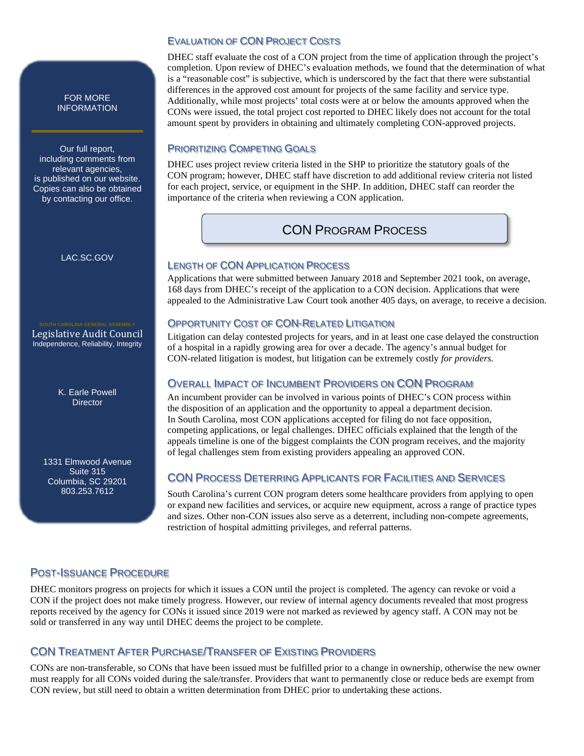## Evaluation of CON Project Costs

DHEC staff evaluate the cost of a CON project from the time of application through the project's completion. Upon review of DHEC's evaluation methods, we found that the determination of what is a "reasonable cost" is subjective, which is underscored by the fact that there were substantial differences in the approved cost amount for projects of the same facility and service type. Additionally, while most projects' total costs were at or below the amounts approved when the CONs were issued, the total project cost reported to DHEC likely does not account for the total amount spent by providers in obtaining and ultimately completing CON-approved projects.

## Prioritizing Competing Goals

DHEC uses project review criteria listed in the SHP to prioritize the statutory goals of the CON program; however, DHEC staff have discretion to add additional review criteria not listed for each project, service, or equipment in the SHP. In addition, DHEC staff can reorder the importance of the criteria when reviewing a CON application.

# CON Program Process

## Length of CON Application Process

Applications that were submitted between January 2018 and September 2021 took, on average, 168 days from DHEC's receipt of the application to a CON decision. Applications that were appealed to the Administrative Law Court took another 405 days, on average, to receive a decision.

## Opportunity Cost of CON-Related Litigation

Litigation can delay contested projects for years, and in at least one case delayed the construction of a hospital in a rapidly growing area for over a decade. The agency's annual budget for CON-related litigation is modest, but litigation can be extremely costly *for providers.*

## Overall Impact of Incumbent Providers on CON Program

An incumbent provider can be involved in various points of DHEC's CON process within the disposition of an application and the opportunity to appeal a department decision. In South Carolina, most CON applications accepted for filing do not face opposition, competing applications, or legal challenges. DHEC officials explained that the length of the appeals timeline is one of the biggest complaints the CON program receives, and the majority of legal challenges stem from existing providers appealing an approved CON.

## CON Process Deterring Applicants for Facilities and Services

South Carolina's current CON program deters some healthcare providers from applying to open or expand new facilities and services, or acquire new equipment, across a range of practice types and sizes. Other non-CON issues also serve as a deterrent, including non-compete agreements, restriction of hospital admitting privileges, and referral patterns.

## Post-Issuance Procedure

DHEC monitors progress on projects for which it issues a CON until the project is completed. The agency can revoke or void a CON if the project does not make timely progress. However, our review of internal agency documents revealed that most progress reports received by the agency for CONs it issued since 2019 were not marked as reviewed by agency staff. A CON may not be sold or transferred in any way until DHEC deems the project to be complete.

## CON Treatment After Purchase/Transfer of Existing Providers

CONs are non-transferable, so CONs that have been issued must be fulfilled prior to a change in ownership, otherwise the new owner must reapply for all CONs voided during the sale/transfer. Providers that want to permanently close or reduce beds are exempt from CON review, but still need to obtain a written determination from DHEC prior to undertaking these actions.

---

FOR MORE INFORMATION

Our full report, including comments from relevant agencies, is published on our website. Copies can also be obtained by contacting our office.

LAC.SC.GOV

SOUTH CAROLINA GENERAL ASSEMBLY
Legislative Audit Council
Independence, Reliability, Integrity

K. Earle Powell
Director

1331 Elmwood Avenue
Suite 315
Columbia, SC 29201
803.253.7612